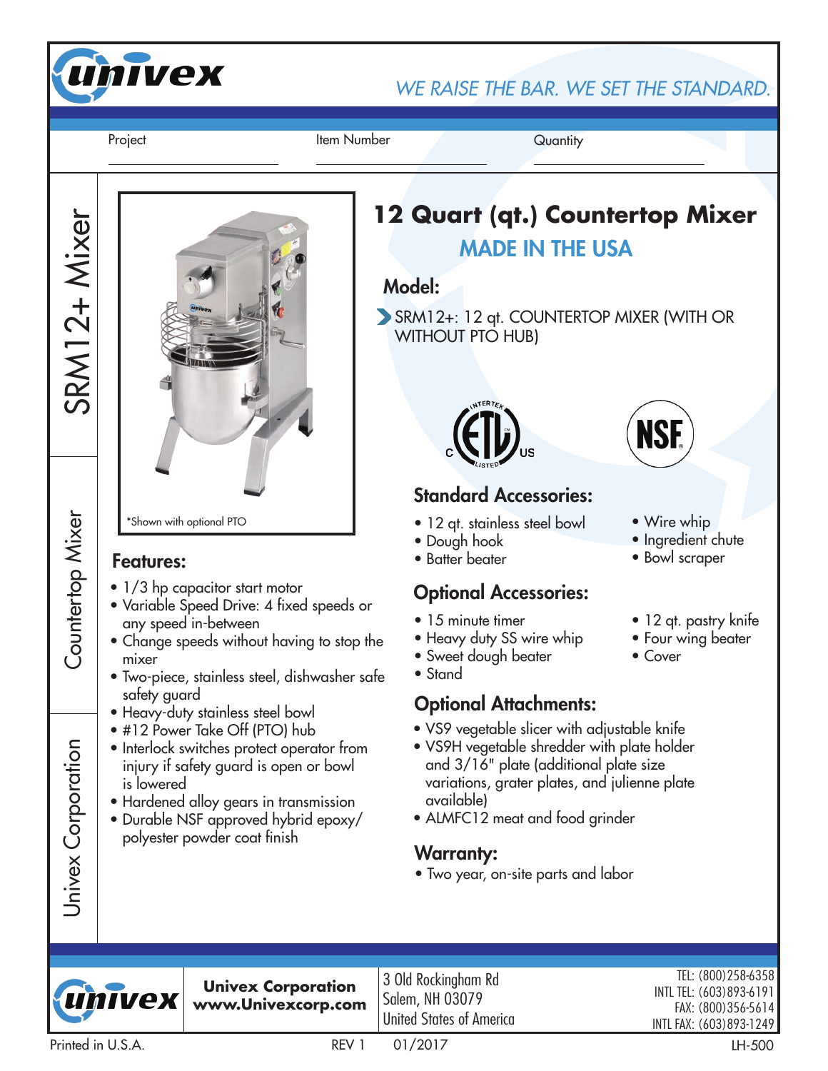univex

*WE RAISE THE BAR. WE SET THE STANDARD.*

Project ______________ Item Number ______________ Quantity ______________

SRM12+ Mixer | Countertop Mixer | Univex Corporation

*Shown with optional PTO

# 12 Quart (qt.) Countertop Mixer

## MADE IN THE USA

### Model:

- SRM12+: 12 qt. COUNTERTOP MIXER (WITH OR WITHOUT PTO HUB)

### Features:

- 1/3 hp capacitor start motor
- Variable Speed Drive: 4 fixed speeds or any speed in-between
- Change speeds without having to stop the mixer
- Two-piece, stainless steel, dishwasher safe safety guard
- Heavy-duty stainless steel bowl
- #12 Power Take Off (PTO) hub
- Interlock switches protect operator from injury if safety guard is open or bowl is lowered
- Hardened alloy gears in transmission
- Durable NSF approved hybrid epoxy/polyester powder coat finish

### Standard Accessories:

- 12 qt. stainless steel bowl
- Dough hook
- Batter beater
- Wire whip
- Ingredient chute
- Bowl scraper

### Optional Accessories:

- 15 minute timer
- Heavy duty SS wire whip
- Sweet dough beater
- Stand
- 12 qt. pastry knife
- Four wing beater
- Cover

### Optional Attachments:

- VS9 vegetable slicer with adjustable knife
- VS9H vegetable shredder with plate holder and 3/16" plate (additional plate size variations, grater plates, and julienne plate available)
- ALMFC12 meat and food grinder

### Warranty:

- Two year, on-site parts and labor

**Univex Corporation**
**www.Univexcorp.com**

3 Old Rockingham Rd
Salem, NH 03079
United States of America

TEL: (800)258-6358
INTL TEL: (603)893-6191
FAX: (800)356-5614
INTL FAX: (603)893-1249

Printed in U.S.A. REV 1 01/2017 LH-500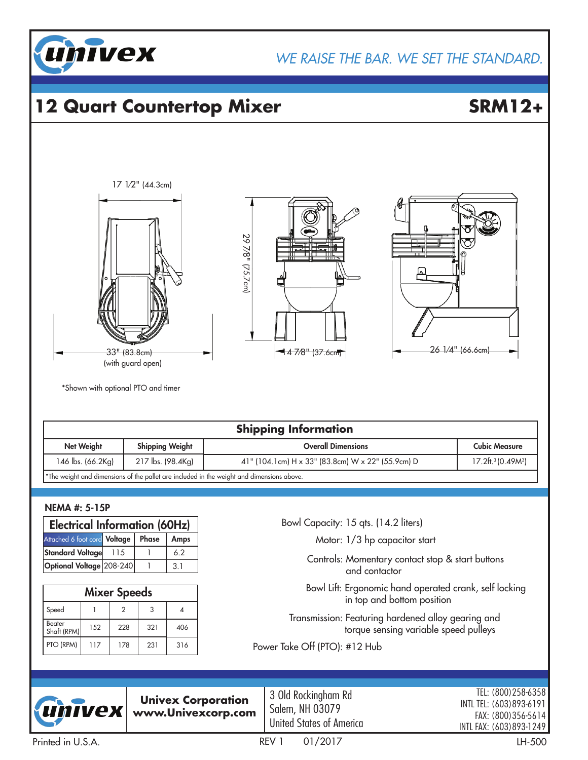univex

*WE RAISE THE BAR. WE SET THE STANDARD.*

# 12 Quart Countertop Mixer

## SRM12+

17 1⁄2" (44.3cm)

29 7/8" (75.7cm)

33" (83.8cm)
(with guard open)

14 7/8" (37.6cm)

26 1/4" (66.6cm)

*Shown with optional PTO and timer

| Shipping Information | | | |
|---|---|---|---|
| **Net Weight** | **Shipping Weight** | **Overall Dimensions** | **Cubic Measure** |
| 146 lbs. (66.2Kg) | 217 lbs. (98.4Kg) | 41" (104.1cm) H x 33" (83.8cm) W x 22" (55.9cm) D | 17.2ft.$^3$ (0.49M$^3$) |
| *The weight and dimensions of the pallet are included in the weight and dimensions above. | | | |

**NEMA #: 5-15P**

| Electrical Information (60Hz) | | | |
|---|---|---|---|
| Attached 6 foot cord | **Voltage** | **Phase** | **Amps** |
| **Standard Voltage** | 115 | 1 | 6.2 |
| **Optional Voltage** | 208-240 | 1 | 3.1 |

| Mixer Speeds | | | | |
|---|---|---|---|---|
| Speed | 1 | 2 | 3 | 4 |
| Beater Shaft (RPM) | 152 | 228 | 321 | 406 |
| PTO (RPM) | 117 | 178 | 231 | 316 |

Bowl Capacity: 15 qts. (14.2 liters)

Motor: 1/3 hp capacitor start

Controls: Momentary contact stop & start buttons and contactor

Bowl Lift: Ergonomic hand operated crank, self locking in top and bottom position

Transmission: Featuring hardened alloy gearing and torque sensing variable speed pulleys

Power Take Off (PTO): #12 Hub

univex

**Univex Corporation**
**www.Univexcorp.com**

3 Old Rockingham Rd
Salem, NH 03079
United States of America

TEL: (800)258-6358
INTL TEL: (603)893-6191
FAX: (800)356-5614
INTL FAX: (603)893-1249

Printed in U.S.A. REV 1 01/2017 LH-500